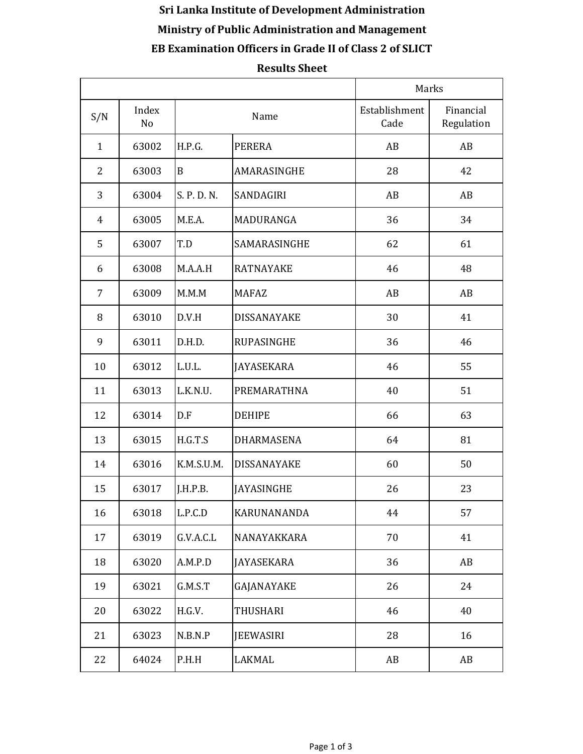# Sri Lanka Institute of Development Administration

## Ministry of Public Administration and Management

## EB Examination Officers in Grade II of Class 2 of SLICT

## Results Sheet

| | | | | Marks | |
|---|---|---|---|---|---|
| S/N | Index No | Name | | Establishment Cade | Financial Regulation |
| 1 | 63002 | H.P.G. | PERERA | AB | AB |
| 2 | 63003 | B | AMARASINGHE | 28 | 42 |
| 3 | 63004 | S. P. D. N. | SANDAGIRI | AB | AB |
| 4 | 63005 | M.E.A. | MADURANGA | 36 | 34 |
| 5 | 63007 | T.D | SAMARASINGHE | 62 | 61 |
| 6 | 63008 | M.A.A.H | RATNAYAKE | 46 | 48 |
| 7 | 63009 | M.M.M | MAFAZ | AB | AB |
| 8 | 63010 | D.V.H | DISSANAYAKE | 30 | 41 |
| 9 | 63011 | D.H.D. | RUPASINGHE | 36 | 46 |
| 10 | 63012 | L.U.L. | JAYASEKARA | 46 | 55 |
| 11 | 63013 | L.K.N.U. | PREMARATHNA | 40 | 51 |
| 12 | 63014 | D.F | DEHIPE | 66 | 63 |
| 13 | 63015 | H.G.T.S | DHARMASENA | 64 | 81 |
| 14 | 63016 | K.M.S.U.M. | DISSANAYAKE | 60 | 50 |
| 15 | 63017 | J.H.P.B. | JAYASINGHE | 26 | 23 |
| 16 | 63018 | L.P.C.D | KARUNANANDA | 44 | 57 |
| 17 | 63019 | G.V.A.C.L | NANAYAKKARA | 70 | 41 |
| 18 | 63020 | A.M.P.D | JAYASEKARA | 36 | AB |
| 19 | 63021 | G.M.S.T | GAJANAYAKE | 26 | 24 |
| 20 | 63022 | H.G.V. | THUSHARI | 46 | 40 |
| 21 | 63023 | N.B.N.P | JEEWASIRI | 28 | 16 |
| 22 | 64024 | P.H.H | LAKMAL | AB | AB |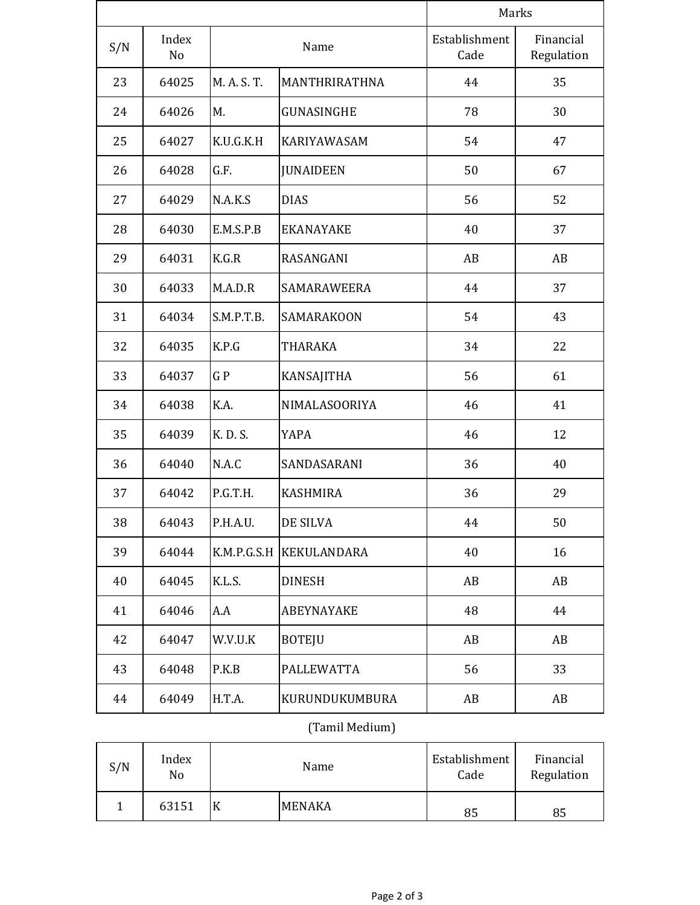| S/N | Index No | Name | | Marks | |
|---|---|---|---|---|---|
| | | | | Establishment Cade | Financial Regulation |
| 23 | 64025 | M. A. S. T. | MANTHRIRATHNA | 44 | 35 |
| 24 | 64026 | M. | GUNASINGHE | 78 | 30 |
| 25 | 64027 | K.U.G.K.H | KARIYAWASAM | 54 | 47 |
| 26 | 64028 | G.F. | JUNAIDEEN | 50 | 67 |
| 27 | 64029 | N.A.K.S | DIAS | 56 | 52 |
| 28 | 64030 | E.M.S.P.B | EKANAYAKE | 40 | 37 |
| 29 | 64031 | K.G.R | RASANGANI | AB | AB |
| 30 | 64033 | M.A.D.R | SAMARAWEERA | 44 | 37 |
| 31 | 64034 | S.M.P.T.B. | SAMARAKOON | 54 | 43 |
| 32 | 64035 | K.P.G | THARAKA | 34 | 22 |
| 33 | 64037 | G P | KANSAJITHA | 56 | 61 |
| 34 | 64038 | K.A. | NIMALASOORIYA | 46 | 41 |
| 35 | 64039 | K. D. S. | YAPA | 46 | 12 |
| 36 | 64040 | N.A.C | SANDASARANI | 36 | 40 |
| 37 | 64042 | P.G.T.H. | KASHMIRA | 36 | 29 |
| 38 | 64043 | P.H.A.U. | DE SILVA | 44 | 50 |
| 39 | 64044 | K.M.P.G.S.H | KEKULANDARA | 40 | 16 |
| 40 | 64045 | K.L.S. | DINESH | AB | AB |
| 41 | 64046 | A.A | ABEYNAYAKE | 48 | 44 |
| 42 | 64047 | W.V.U.K | BOTEJU | AB | AB |
| 43 | 64048 | P.K.B | PALLEWATTA | 56 | 33 |
| 44 | 64049 | H.T.A. | KURUNDUKUMBURA | AB | AB |

(Tamil Medium)

| S/N | Index No | Name | | Establishment Cade | Financial Regulation |
|---|---|---|---|---|---|
| 1 | 63151 | K | MENAKA | 85 | 85 |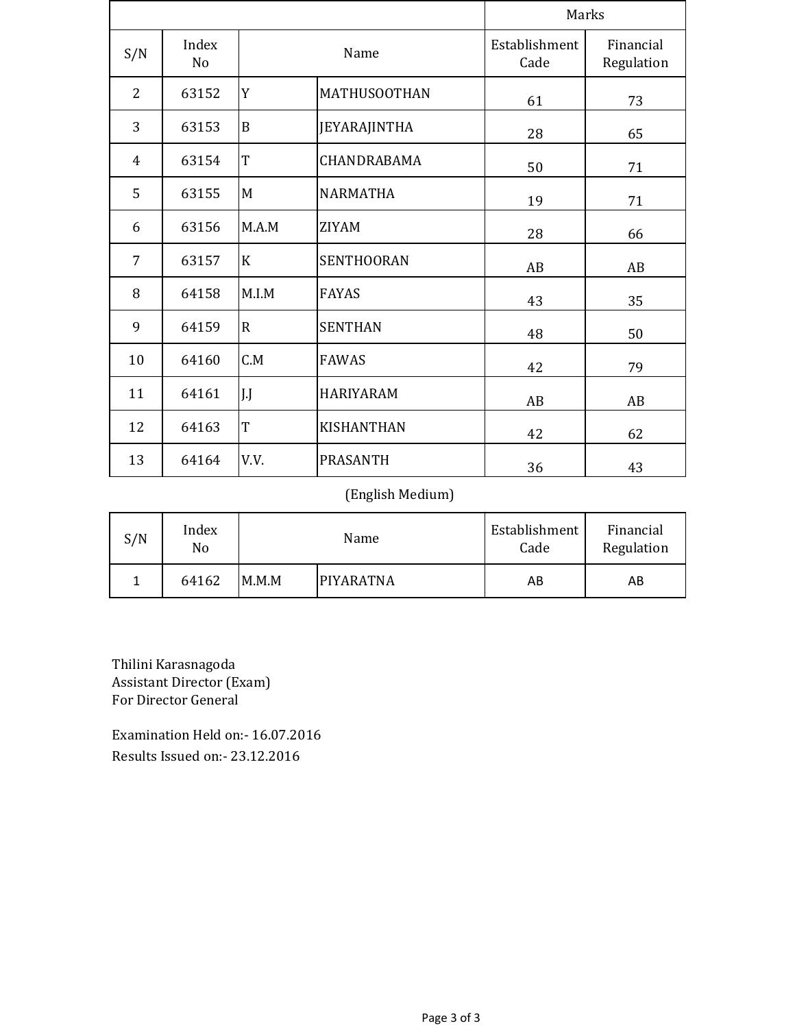| | | | | Marks | |
|---|---|---|---|---|---|
| S/N | Index No | Name | | Establishment Cade | Financial Regulation |
| 2 | 63152 | Y | MATHUSOOTHAN | 61 | 73 |
| 3 | 63153 | B | JEYARAJINTHA | 28 | 65 |
| 4 | 63154 | T | CHANDRABAMA | 50 | 71 |
| 5 | 63155 | M | NARMATHA | 19 | 71 |
| 6 | 63156 | M.A.M | ZIYAM | 28 | 66 |
| 7 | 63157 | K | SENTHOORAN | AB | AB |
| 8 | 64158 | M.I.M | FAYAS | 43 | 35 |
| 9 | 64159 | R | SENTHAN | 48 | 50 |
| 10 | 64160 | C.M | FAWAS | 42 | 79 |
| 11 | 64161 | J.J | HARIYARAM | AB | AB |
| 12 | 64163 | T | KISHANTHAN | 42 | 62 |
| 13 | 64164 | V.V. | PRASANTH | 36 | 43 |

(English Medium)

| S/N | Index No | Name | | Establishment Cade | Financial Regulation |
|---|---|---|---|---|---|
| 1 | 64162 | M.M.M | PIYARATNA | AB | AB |

Thilini Karasnagoda
Assistant Director (Exam)
For Director General

Examination Held on:- 16.07.2016
Results Issued on:- 23.12.2016